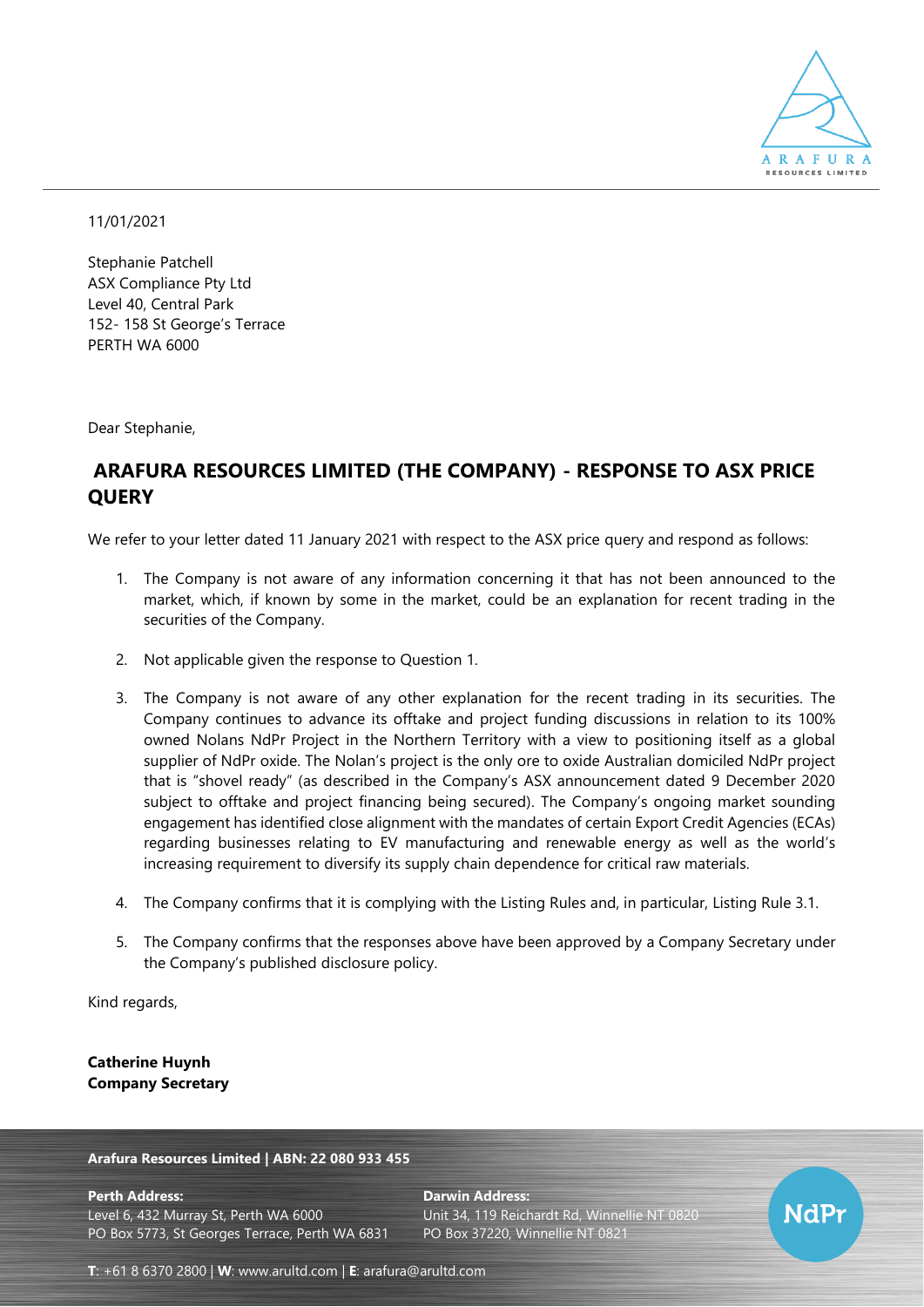11/01/2021

Stephanie Patchell
ASX Compliance Pty Ltd
Level 40, Central Park
152- 158 St George's Terrace
PERTH WA 6000

Dear Stephanie,

## ARAFURA RESOURCES LIMITED (THE COMPANY) - RESPONSE TO ASX PRICE QUERY

We refer to your letter dated 11 January 2021 with respect to the ASX price query and respond as follows:

1. The Company is not aware of any information concerning it that has not been announced to the market, which, if known by some in the market, could be an explanation for recent trading in the securities of the Company.

2. Not applicable given the response to Question 1.

3. The Company is not aware of any other explanation for the recent trading in its securities. The Company continues to advance its offtake and project funding discussions in relation to its 100% owned Nolans NdPr Project in the Northern Territory with a view to positioning itself as a global supplier of NdPr oxide. The Nolan's project is the only ore to oxide Australian domiciled NdPr project that is "shovel ready" (as described in the Company's ASX announcement dated 9 December 2020 subject to offtake and project financing being secured). The Company's ongoing market sounding engagement has identified close alignment with the mandates of certain Export Credit Agencies (ECAs) regarding businesses relating to EV manufacturing and renewable energy as well as the world's increasing requirement to diversify its supply chain dependence for critical raw materials.

4. The Company confirms that it is complying with the Listing Rules and, in particular, Listing Rule 3.1.

5. The Company confirms that the responses above have been approved by a Company Secretary under the Company's published disclosure policy.

Kind regards,

**Catherine Huynh**
**Company Secretary**

**Arafura Resources Limited | ABN: 22 080 933 455**

**Perth Address:**
Level 6, 432 Murray St, Perth WA 6000
PO Box 5773, St Georges Terrace, Perth WA 6831

**Darwin Address:**
Unit 34, 119 Reichardt Rd, Winnellie NT 0820
PO Box 37220, Winnellie NT 0821

**T**: +61 8 6370 2800 | **W**: www.arultd.com | **E**: arafura@arultd.com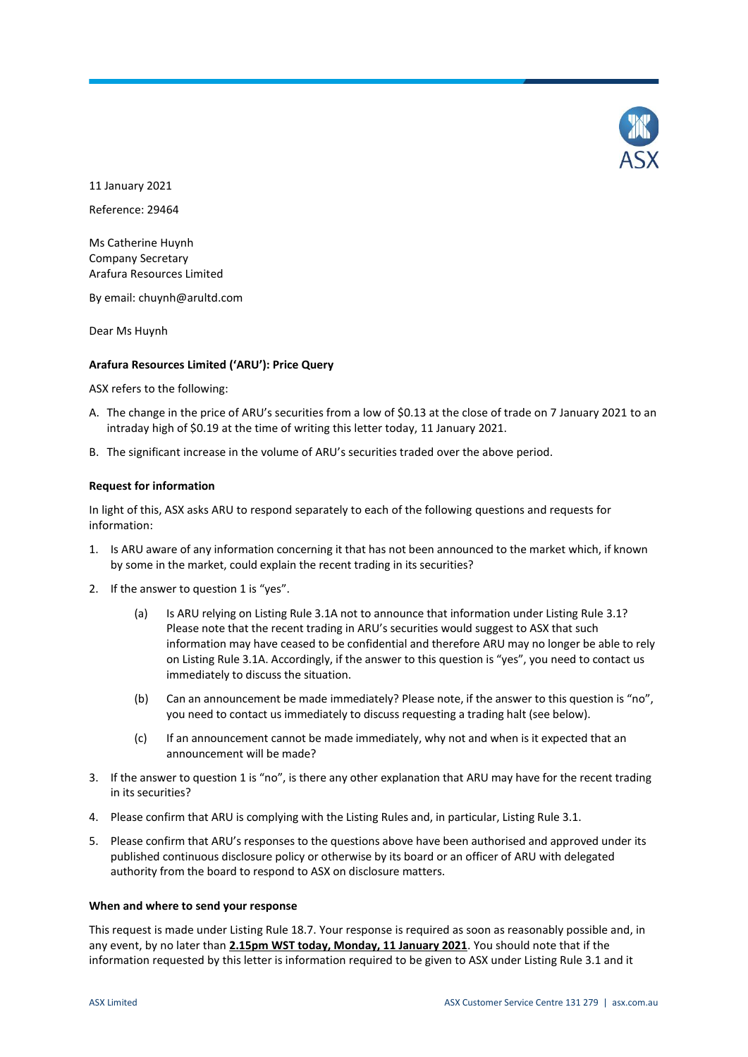11 January 2021

Reference: 29464

Ms Catherine Huynh
Company Secretary
Arafura Resources Limited

By email: chuynh@arultd.com

Dear Ms Huynh

**Arafura Resources Limited ('ARU'): Price Query**

ASX refers to the following:

A. The change in the price of ARU's securities from a low of $0.13 at the close of trade on 7 January 2021 to an intraday high of $0.19 at the time of writing this letter today, 11 January 2021.

B. The significant increase in the volume of ARU's securities traded over the above period.

**Request for information**

In light of this, ASX asks ARU to respond separately to each of the following questions and requests for information:

1. Is ARU aware of any information concerning it that has not been announced to the market which, if known by some in the market, could explain the recent trading in its securities?

2. If the answer to question 1 is "yes".

   (a) Is ARU relying on Listing Rule 3.1A not to announce that information under Listing Rule 3.1? Please note that the recent trading in ARU's securities would suggest to ASX that such information may have ceased to be confidential and therefore ARU may no longer be able to rely on Listing Rule 3.1A. Accordingly, if the answer to this question is "yes", you need to contact us immediately to discuss the situation.

   (b) Can an announcement be made immediately? Please note, if the answer to this question is "no", you need to contact us immediately to discuss requesting a trading halt (see below).

   (c) If an announcement cannot be made immediately, why not and when is it expected that an announcement will be made?

3. If the answer to question 1 is "no", is there any other explanation that ARU may have for the recent trading in its securities?

4. Please confirm that ARU is complying with the Listing Rules and, in particular, Listing Rule 3.1.

5. Please confirm that ARU's responses to the questions above have been authorised and approved under its published continuous disclosure policy or otherwise by its board or an officer of ARU with delegated authority from the board to respond to ASX on disclosure matters.

**When and where to send your response**

This request is made under Listing Rule 18.7. Your response is required as soon as reasonably possible and, in any event, by no later than **2.15pm WST today, Monday, 11 January 2021**. You should note that if the information requested by this letter is information required to be given to ASX under Listing Rule 3.1 and it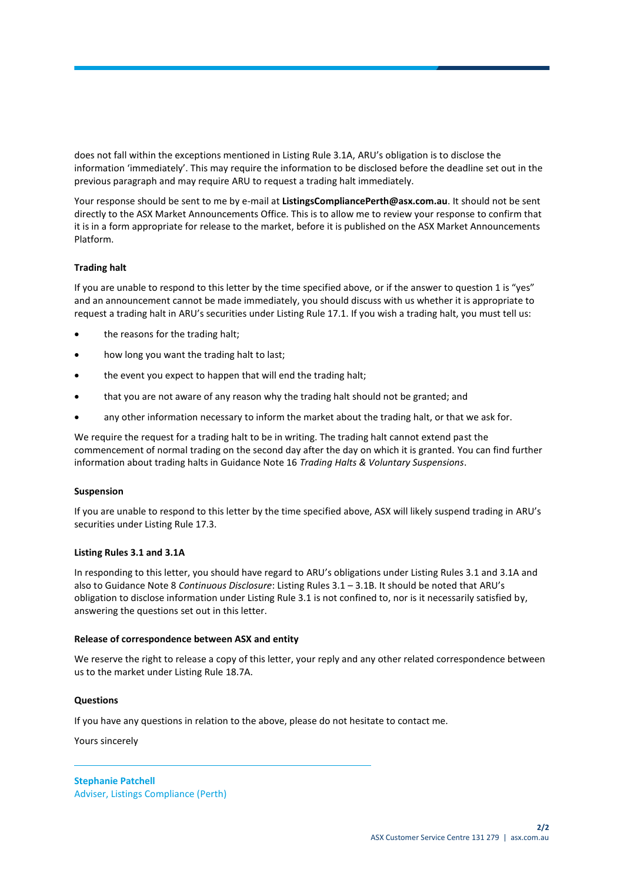does not fall within the exceptions mentioned in Listing Rule 3.1A, ARU's obligation is to disclose the information 'immediately'. This may require the information to be disclosed before the deadline set out in the previous paragraph and may require ARU to request a trading halt immediately.

Your response should be sent to me by e-mail at **ListingsCompliancePerth@asx.com.au**. It should not be sent directly to the ASX Market Announcements Office. This is to allow me to review your response to confirm that it is in a form appropriate for release to the market, before it is published on the ASX Market Announcements Platform.

**Trading halt**

If you are unable to respond to this letter by the time specified above, or if the answer to question 1 is "yes" and an announcement cannot be made immediately, you should discuss with us whether it is appropriate to request a trading halt in ARU's securities under Listing Rule 17.1. If you wish a trading halt, you must tell us:

- the reasons for the trading halt;
- how long you want the trading halt to last;
- the event you expect to happen that will end the trading halt;
- that you are not aware of any reason why the trading halt should not be granted; and
- any other information necessary to inform the market about the trading halt, or that we ask for.

We require the request for a trading halt to be in writing. The trading halt cannot extend past the commencement of normal trading on the second day after the day on which it is granted. You can find further information about trading halts in Guidance Note 16 *Trading Halts & Voluntary Suspensions*.

**Suspension**

If you are unable to respond to this letter by the time specified above, ASX will likely suspend trading in ARU's securities under Listing Rule 17.3.

**Listing Rules 3.1 and 3.1A**

In responding to this letter, you should have regard to ARU's obligations under Listing Rules 3.1 and 3.1A and also to Guidance Note 8 *Continuous Disclosure*: Listing Rules 3.1 – 3.1B. It should be noted that ARU's obligation to disclose information under Listing Rule 3.1 is not confined to, nor is it necessarily satisfied by, answering the questions set out in this letter.

**Release of correspondence between ASX and entity**

We reserve the right to release a copy of this letter, your reply and any other related correspondence between us to the market under Listing Rule 18.7A.

**Questions**

If you have any questions in relation to the above, please do not hesitate to contact me.

Yours sincerely

**Stephanie Patchell**
Adviser, Listings Compliance (Perth)